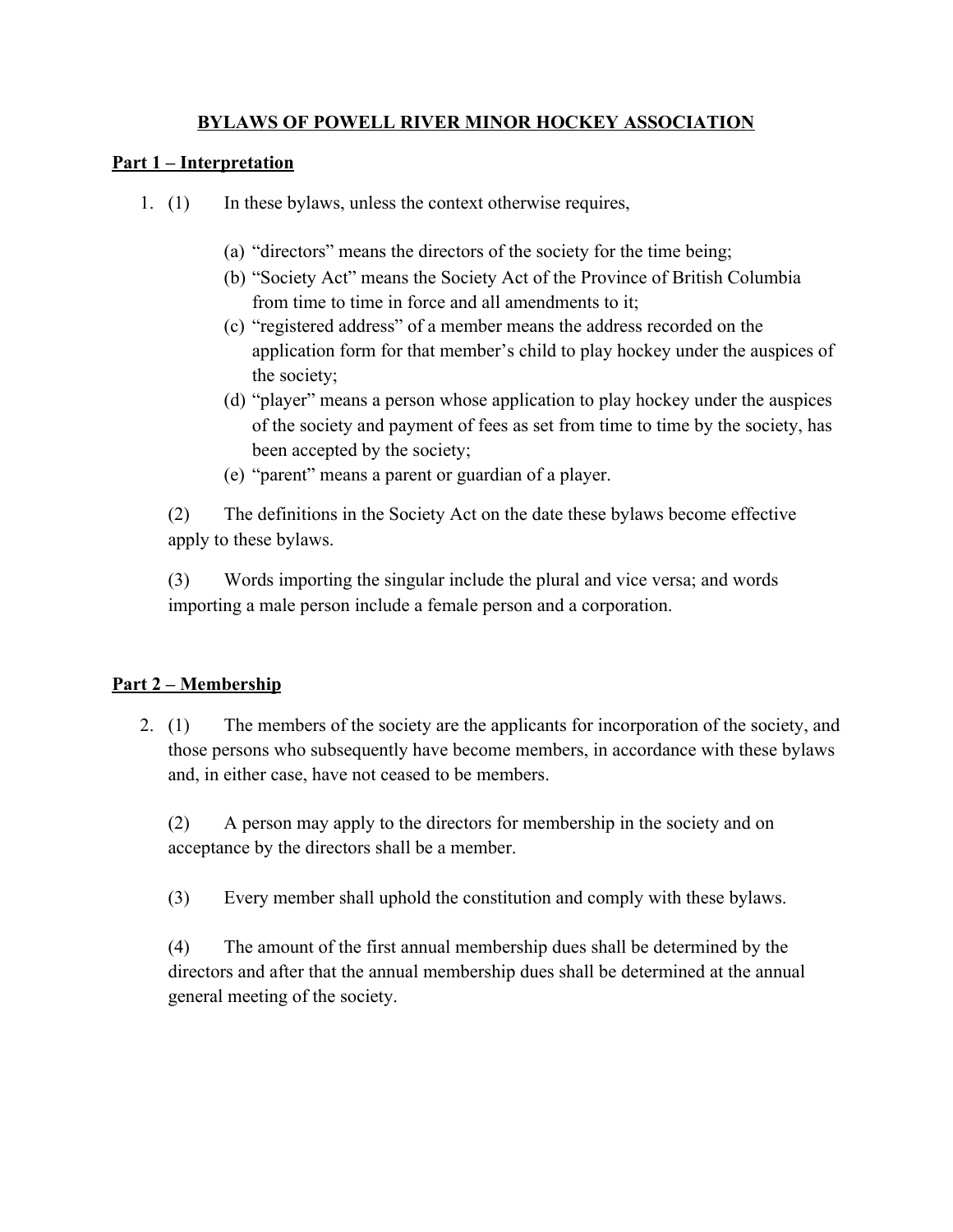# BYLAWS OF POWELL RIVER MINOR HOCKEY ASSOCIATION

## Part 1 – Interpretation

1. (1) In these bylaws, unless the context otherwise requires,

   (a) "directors" means the directors of the society for the time being;
   (b) "Society Act" means the Society Act of the Province of British Columbia from time to time in force and all amendments to it;
   (c) "registered address" of a member means the address recorded on the application form for that member's child to play hockey under the auspices of the society;
   (d) "player" means a person whose application to play hockey under the auspices of the society and payment of fees as set from time to time by the society, has been accepted by the society;
   (e) "parent" means a parent or guardian of a player.

   (2) The definitions in the Society Act on the date these bylaws become effective apply to these bylaws.

   (3) Words importing the singular include the plural and vice versa; and words importing a male person include a female person and a corporation.

## Part 2 – Membership

2. (1) The members of the society are the applicants for incorporation of the society, and those persons who subsequently have become members, in accordance with these bylaws and, in either case, have not ceased to be members.

   (2) A person may apply to the directors for membership in the society and on acceptance by the directors shall be a member.

   (3) Every member shall uphold the constitution and comply with these bylaws.

   (4) The amount of the first annual membership dues shall be determined by the directors and after that the annual membership dues shall be determined at the annual general meeting of the society.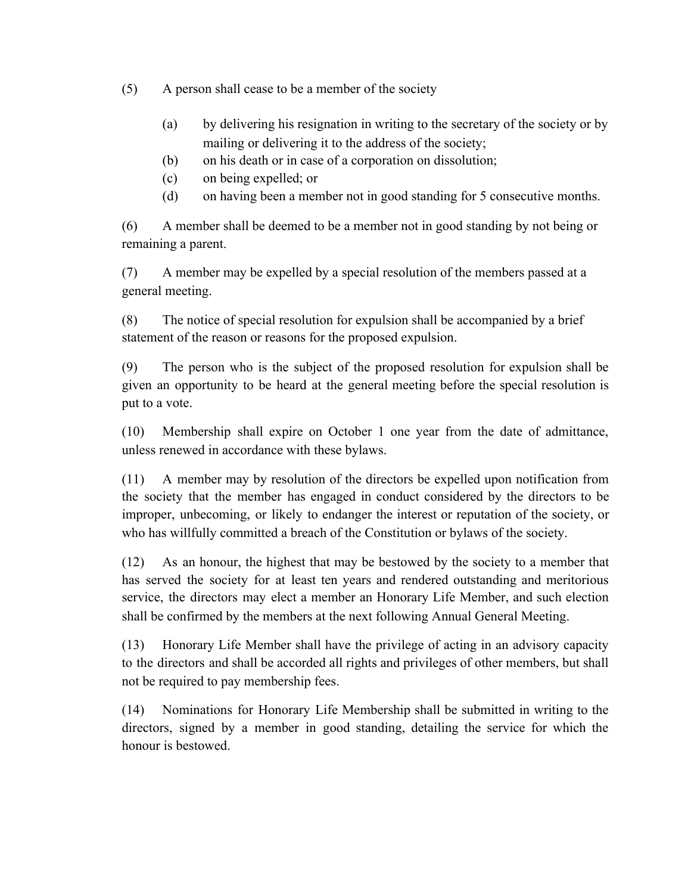(5) A person shall cease to be a member of the society

- (a) by delivering his resignation in writing to the secretary of the society or by mailing or delivering it to the address of the society;
- (b) on his death or in case of a corporation on dissolution;
- (c) on being expelled; or
- (d) on having been a member not in good standing for 5 consecutive months.

(6) A member shall be deemed to be a member not in good standing by not being or remaining a parent.

(7) A member may be expelled by a special resolution of the members passed at a general meeting.

(8) The notice of special resolution for expulsion shall be accompanied by a brief statement of the reason or reasons for the proposed expulsion.

(9) The person who is the subject of the proposed resolution for expulsion shall be given an opportunity to be heard at the general meeting before the special resolution is put to a vote.

(10) Membership shall expire on October 1 one year from the date of admittance, unless renewed in accordance with these bylaws.

(11) A member may by resolution of the directors be expelled upon notification from the society that the member has engaged in conduct considered by the directors to be improper, unbecoming, or likely to endanger the interest or reputation of the society, or who has willfully committed a breach of the Constitution or bylaws of the society.

(12) As an honour, the highest that may be bestowed by the society to a member that has served the society for at least ten years and rendered outstanding and meritorious service, the directors may elect a member an Honorary Life Member, and such election shall be confirmed by the members at the next following Annual General Meeting.

(13) Honorary Life Member shall have the privilege of acting in an advisory capacity to the directors and shall be accorded all rights and privileges of other members, but shall not be required to pay membership fees.

(14) Nominations for Honorary Life Membership shall be submitted in writing to the directors, signed by a member in good standing, detailing the service for which the honour is bestowed.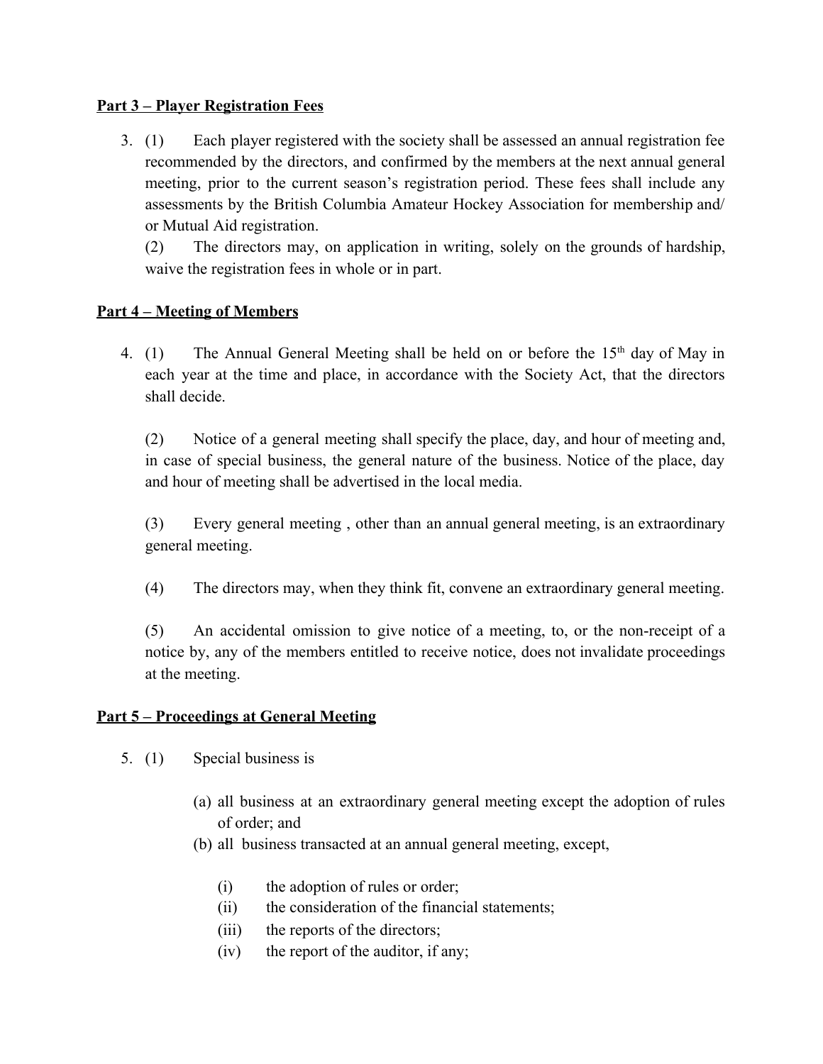**Part 3 – Player Registration Fees**

3. (1) Each player registered with the society shall be assessed an annual registration fee recommended by the directors, and confirmed by the members at the next annual general meeting, prior to the current season's registration period. These fees shall include any assessments by the British Columbia Amateur Hockey Association for membership and/ or Mutual Aid registration.

   (2) The directors may, on application in writing, solely on the grounds of hardship, waive the registration fees in whole or in part.

**Part 4 – Meeting of Members**

4. (1) The Annual General Meeting shall be held on or before the 15th day of May in each year at the time and place, in accordance with the Society Act, that the directors shall decide.

   (2) Notice of a general meeting shall specify the place, day, and hour of meeting and, in case of special business, the general nature of the business. Notice of the place, day and hour of meeting shall be advertised in the local media.

   (3) Every general meeting , other than an annual general meeting, is an extraordinary general meeting.

   (4) The directors may, when they think fit, convene an extraordinary general meeting.

   (5) An accidental omission to give notice of a meeting, to, or the non-receipt of a notice by, any of the members entitled to receive notice, does not invalidate proceedings at the meeting.

**Part 5 – Proceedings at General Meeting**

5. (1) Special business is

   (a) all business at an extraordinary general meeting except the adoption of rules of order; and
   (b) all business transacted at an annual general meeting, except,

      (i) the adoption of rules or order;
      (ii) the consideration of the financial statements;
      (iii) the reports of the directors;
      (iv) the report of the auditor, if any;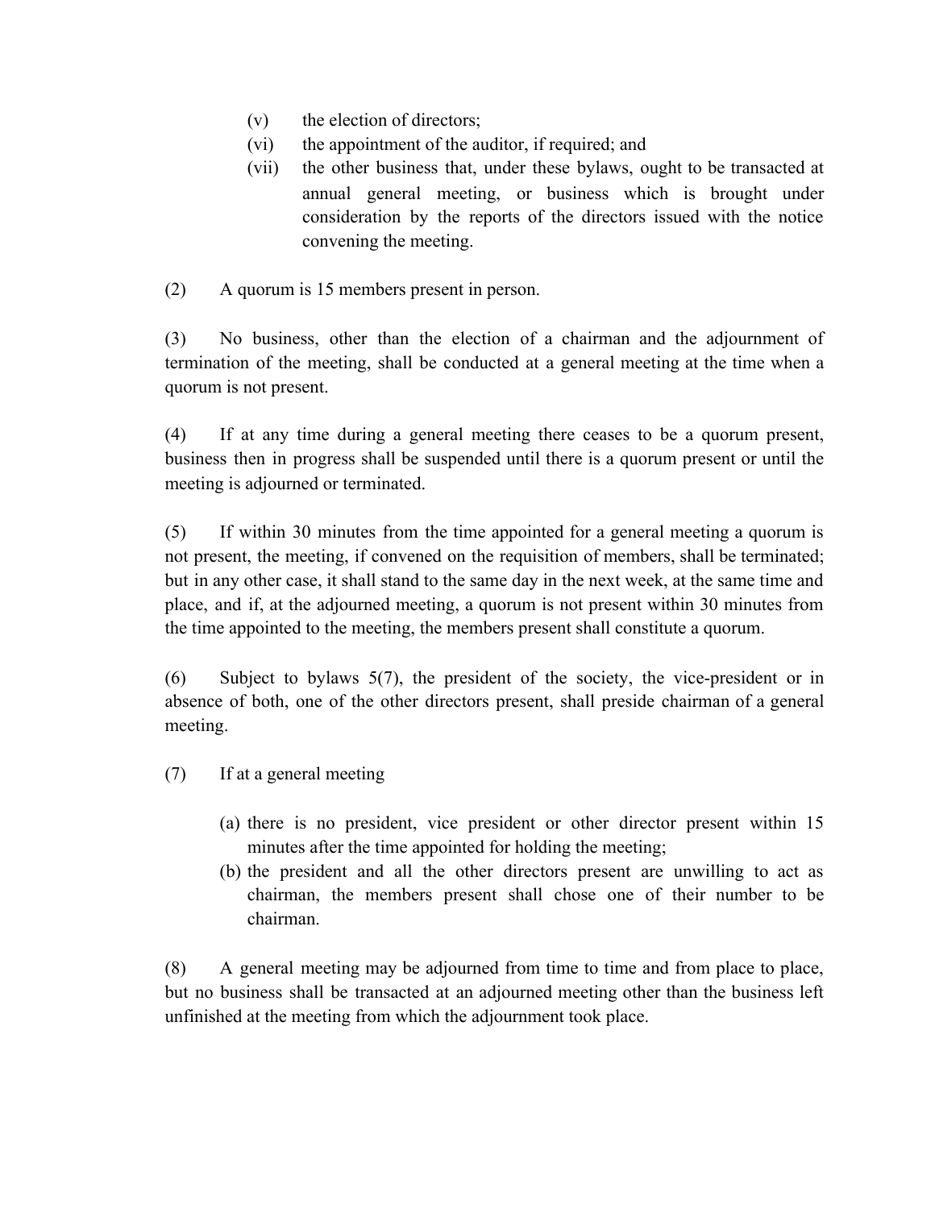(v) the election of directors;

(vi) the appointment of the auditor, if required; and

(vii) the other business that, under these bylaws, ought to be transacted at annual general meeting, or business which is brought under consideration by the reports of the directors issued with the notice convening the meeting.

(2) A quorum is 15 members present in person.

(3) No business, other than the election of a chairman and the adjournment of termination of the meeting, shall be conducted at a general meeting at the time when a quorum is not present.

(4) If at any time during a general meeting there ceases to be a quorum present, business then in progress shall be suspended until there is a quorum present or until the meeting is adjourned or terminated.

(5) If within 30 minutes from the time appointed for a general meeting a quorum is not present, the meeting, if convened on the requisition of members, shall be terminated; but in any other case, it shall stand to the same day in the next week, at the same time and place, and if, at the adjourned meeting, a quorum is not present within 30 minutes from the time appointed to the meeting, the members present shall constitute a quorum.

(6) Subject to bylaws 5(7), the president of the society, the vice-president or in absence of both, one of the other directors present, shall preside chairman of a general meeting.

(7) If at a general meeting

(a) there is no president, vice president or other director present within 15 minutes after the time appointed for holding the meeting;

(b) the president and all the other directors present are unwilling to act as chairman, the members present shall chose one of their number to be chairman.

(8) A general meeting may be adjourned from time to time and from place to place, but no business shall be transacted at an adjourned meeting other than the business left unfinished at the meeting from which the adjournment took place.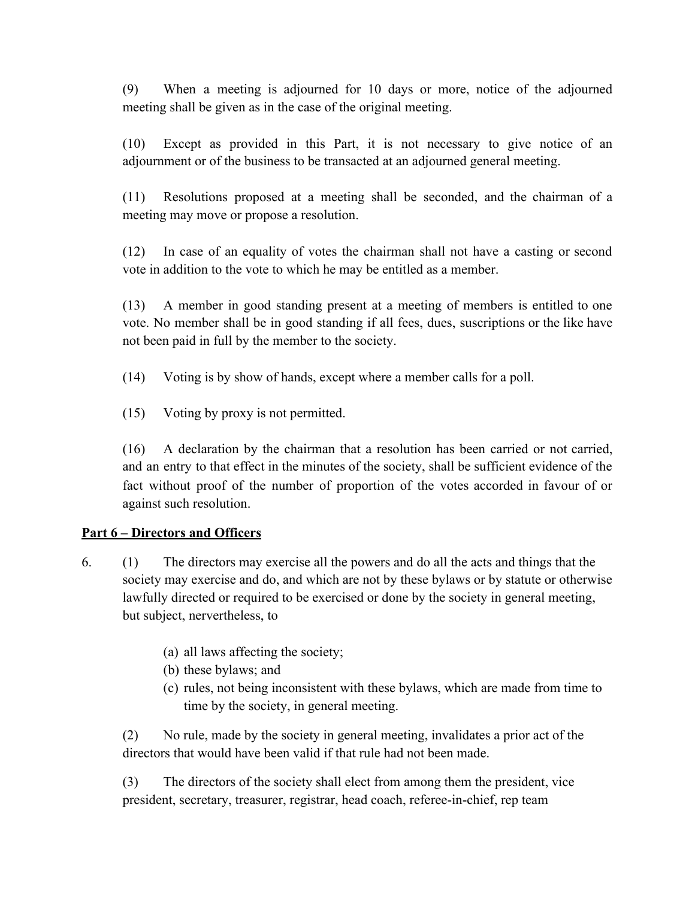(9) When a meeting is adjourned for 10 days or more, notice of the adjourned meeting shall be given as in the case of the original meeting.

(10) Except as provided in this Part, it is not necessary to give notice of an adjournment or of the business to be transacted at an adjourned general meeting.

(11) Resolutions proposed at a meeting shall be seconded, and the chairman of a meeting may move or propose a resolution.

(12) In case of an equality of votes the chairman shall not have a casting or second vote in addition to the vote to which he may be entitled as a member.

(13) A member in good standing present at a meeting of members is entitled to one vote. No member shall be in good standing if all fees, dues, suscriptions or the like have not been paid in full by the member to the society.

(14) Voting is by show of hands, except where a member calls for a poll.

(15) Voting by proxy is not permitted.

(16) A declaration by the chairman that a resolution has been carried or not carried, and an entry to that effect in the minutes of the society, shall be sufficient evidence of the fact without proof of the number of proportion of the votes accorded in favour of or against such resolution.

## Part 6 – Directors and Officers

6. (1) The directors may exercise all the powers and do all the acts and things that the society may exercise and do, and which are not by these bylaws or by statute or otherwise lawfully directed or required to be exercised or done by the society in general meeting, but subject, nervertheless, to

   (a) all laws affecting the society;
   (b) these bylaws; and
   (c) rules, not being inconsistent with these bylaws, which are made from time to time by the society, in general meeting.

(2) No rule, made by the society in general meeting, invalidates a prior act of the directors that would have been valid if that rule had not been made.

(3) The directors of the society shall elect from among them the president, vice president, secretary, treasurer, registrar, head coach, referee-in-chief, rep team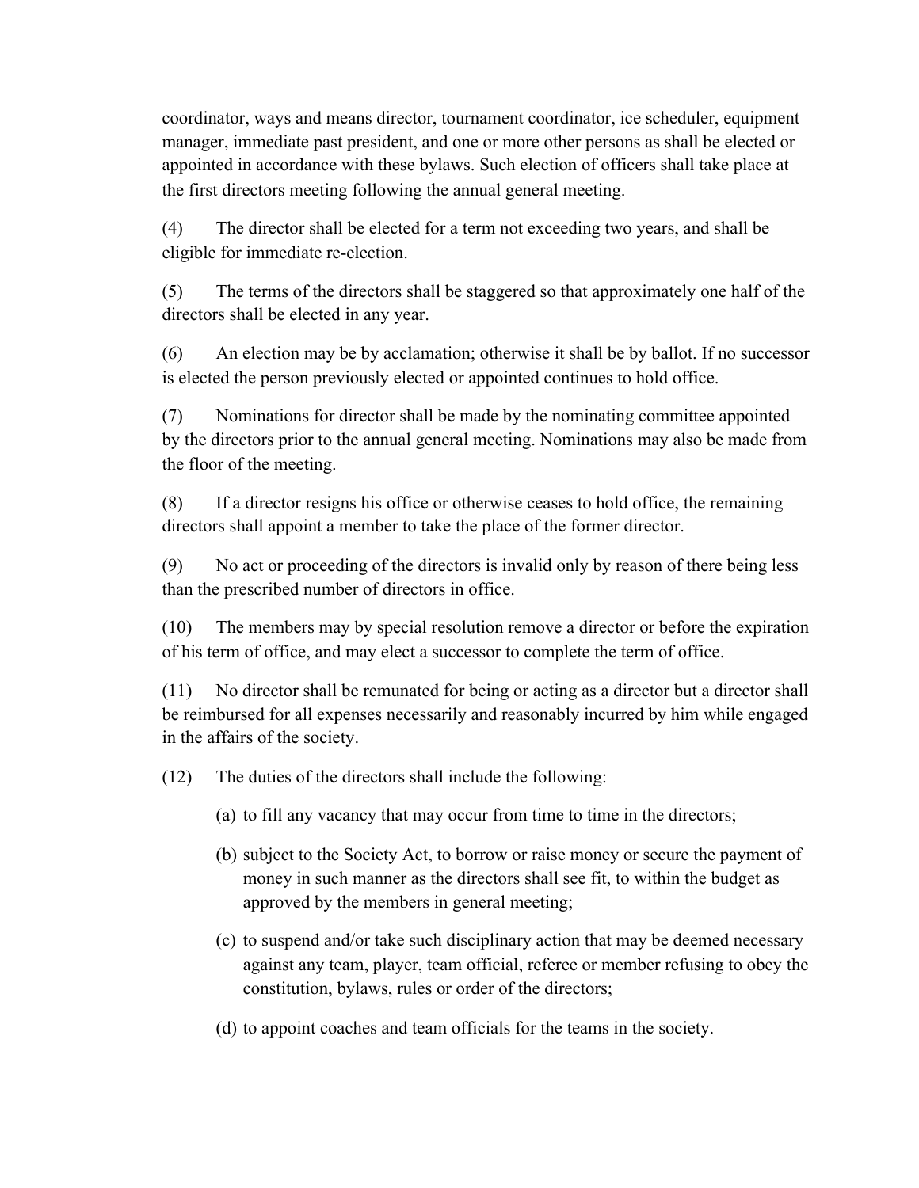coordinator, ways and means director, tournament coordinator, ice scheduler, equipment manager, immediate past president, and one or more other persons as shall be elected or appointed in accordance with these bylaws. Such election of officers shall take place at the first directors meeting following the annual general meeting.

(4) The director shall be elected for a term not exceeding two years, and shall be eligible for immediate re-election.

(5) The terms of the directors shall be staggered so that approximately one half of the directors shall be elected in any year.

(6) An election may be by acclamation; otherwise it shall be by ballot. If no successor is elected the person previously elected or appointed continues to hold office.

(7) Nominations for director shall be made by the nominating committee appointed by the directors prior to the annual general meeting. Nominations may also be made from the floor of the meeting.

(8) If a director resigns his office or otherwise ceases to hold office, the remaining directors shall appoint a member to take the place of the former director.

(9) No act or proceeding of the directors is invalid only by reason of there being less than the prescribed number of directors in office.

(10) The members may by special resolution remove a director or before the expiration of his term of office, and may elect a successor to complete the term of office.

(11) No director shall be remunated for being or acting as a director but a director shall be reimbursed for all expenses necessarily and reasonably incurred by him while engaged in the affairs of the society.

(12) The duties of the directors shall include the following:

(a) to fill any vacancy that may occur from time to time in the directors;

(b) subject to the Society Act, to borrow or raise money or secure the payment of money in such manner as the directors shall see fit, to within the budget as approved by the members in general meeting;

(c) to suspend and/or take such disciplinary action that may be deemed necessary against any team, player, team official, referee or member refusing to obey the constitution, bylaws, rules or order of the directors;

(d) to appoint coaches and team officials for the teams in the society.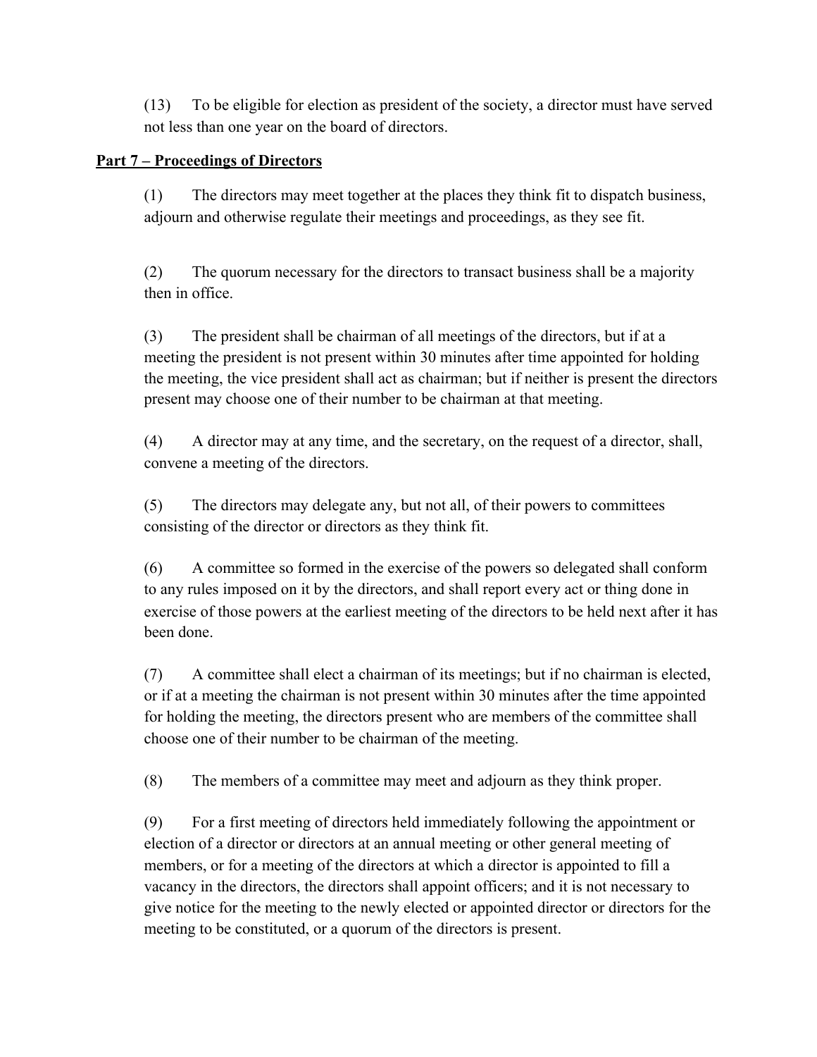(13) To be eligible for election as president of the society, a director must have served not less than one year on the board of directors.

## Part 7 – Proceedings of Directors

(1) The directors may meet together at the places they think fit to dispatch business, adjourn and otherwise regulate their meetings and proceedings, as they see fit.

(2) The quorum necessary for the directors to transact business shall be a majority then in office.

(3) The president shall be chairman of all meetings of the directors, but if at a meeting the president is not present within 30 minutes after time appointed for holding the meeting, the vice president shall act as chairman; but if neither is present the directors present may choose one of their number to be chairman at that meeting.

(4) A director may at any time, and the secretary, on the request of a director, shall, convene a meeting of the directors.

(5) The directors may delegate any, but not all, of their powers to committees consisting of the director or directors as they think fit.

(6) A committee so formed in the exercise of the powers so delegated shall conform to any rules imposed on it by the directors, and shall report every act or thing done in exercise of those powers at the earliest meeting of the directors to be held next after it has been done.

(7) A committee shall elect a chairman of its meetings; but if no chairman is elected, or if at a meeting the chairman is not present within 30 minutes after the time appointed for holding the meeting, the directors present who are members of the committee shall choose one of their number to be chairman of the meeting.

(8) The members of a committee may meet and adjourn as they think proper.

(9) For a first meeting of directors held immediately following the appointment or election of a director or directors at an annual meeting or other general meeting of members, or for a meeting of the directors at which a director is appointed to fill a vacancy in the directors, the directors shall appoint officers; and it is not necessary to give notice for the meeting to the newly elected or appointed director or directors for the meeting to be constituted, or a quorum of the directors is present.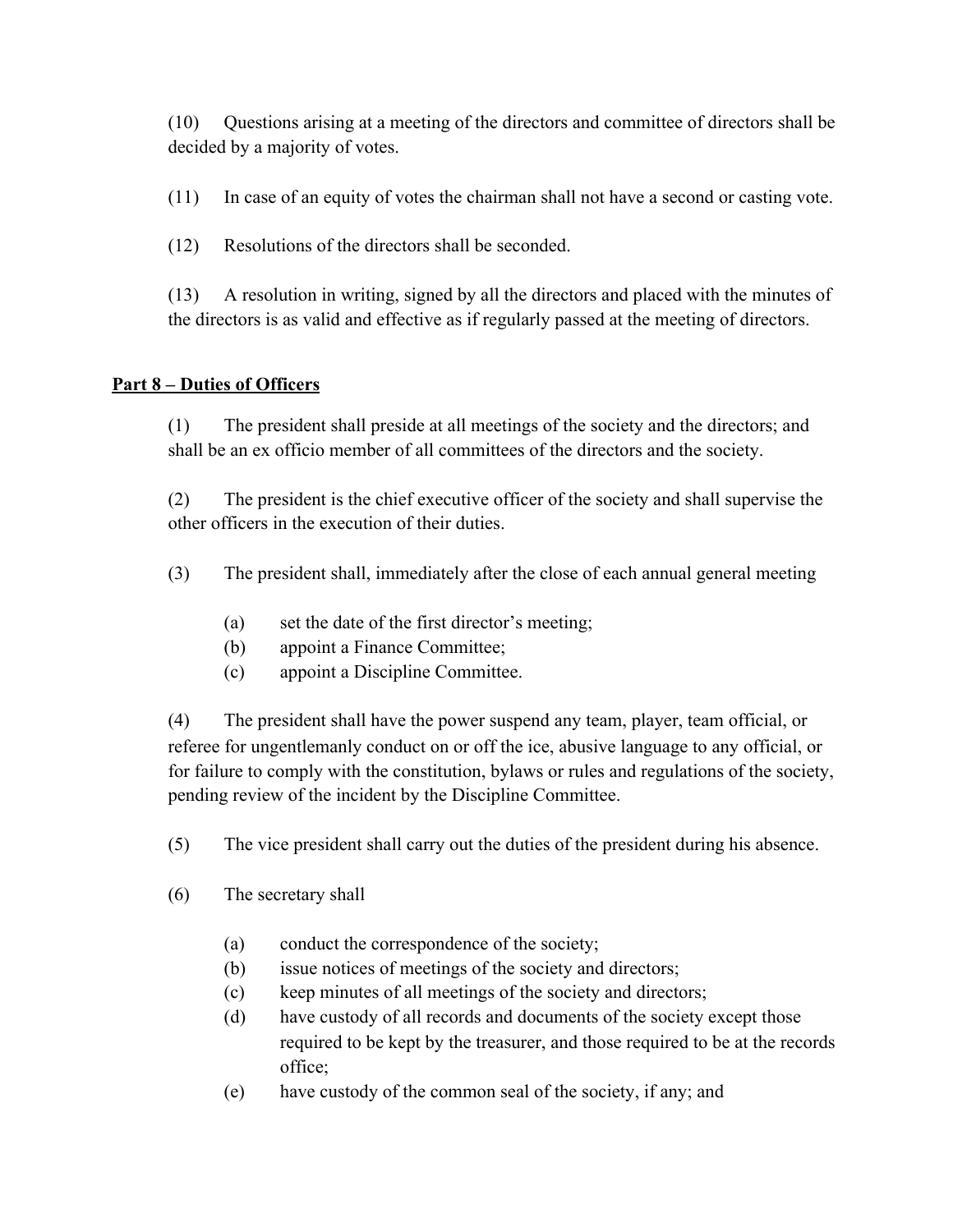(10) Questions arising at a meeting of the directors and committee of directors shall be decided by a majority of votes.

(11) In case of an equity of votes the chairman shall not have a second or casting vote.

(12) Resolutions of the directors shall be seconded.

(13) A resolution in writing, signed by all the directors and placed with the minutes of the directors is as valid and effective as if regularly passed at the meeting of directors.

## **Part 8 – Duties of Officers**

(1) The president shall preside at all meetings of the society and the directors; and shall be an ex officio member of all committees of the directors and the society.

(2) The president is the chief executive officer of the society and shall supervise the other officers in the execution of their duties.

(3) The president shall, immediately after the close of each annual general meeting

- (a) set the date of the first director's meeting;
- (b) appoint a Finance Committee;
- (c) appoint a Discipline Committee.

(4) The president shall have the power suspend any team, player, team official, or referee for ungentlemanly conduct on or off the ice, abusive language to any official, or for failure to comply with the constitution, bylaws or rules and regulations of the society, pending review of the incident by the Discipline Committee.

(5) The vice president shall carry out the duties of the president during his absence.

(6) The secretary shall

- (a) conduct the correspondence of the society;
- (b) issue notices of meetings of the society and directors;
- (c) keep minutes of all meetings of the society and directors;
- (d) have custody of all records and documents of the society except those required to be kept by the treasurer, and those required to be at the records office;
- (e) have custody of the common seal of the society, if any; and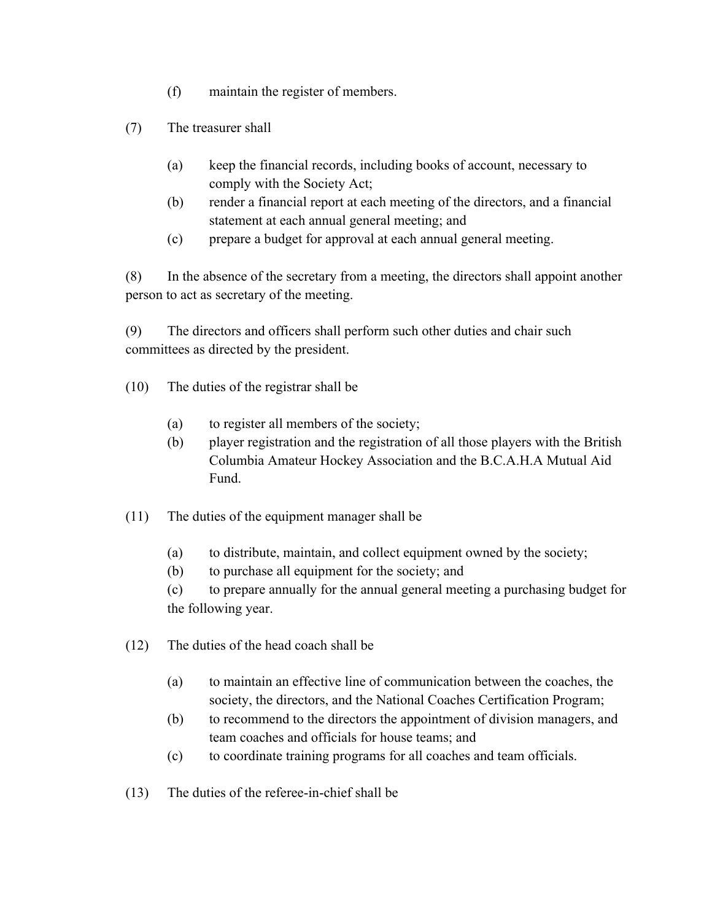(f) maintain the register of members.

(7) The treasurer shall

(a) keep the financial records, including books of account, necessary to comply with the Society Act;
(b) render a financial report at each meeting of the directors, and a financial statement at each annual general meeting; and
(c) prepare a budget for approval at each annual general meeting.

(8) In the absence of the secretary from a meeting, the directors shall appoint another person to act as secretary of the meeting.

(9) The directors and officers shall perform such other duties and chair such committees as directed by the president.

(10) The duties of the registrar shall be

(a) to register all members of the society;
(b) player registration and the registration of all those players with the British Columbia Amateur Hockey Association and the B.C.A.H.A Mutual Aid Fund.

(11) The duties of the equipment manager shall be

(a) to distribute, maintain, and collect equipment owned by the society;
(b) to purchase all equipment for the society; and
(c) to prepare annually for the annual general meeting a purchasing budget for the following year.

(12) The duties of the head coach shall be

(a) to maintain an effective line of communication between the coaches, the society, the directors, and the National Coaches Certification Program;
(b) to recommend to the directors the appointment of division managers, and team coaches and officials for house teams; and
(c) to coordinate training programs for all coaches and team officials.

(13) The duties of the referee-in-chief shall be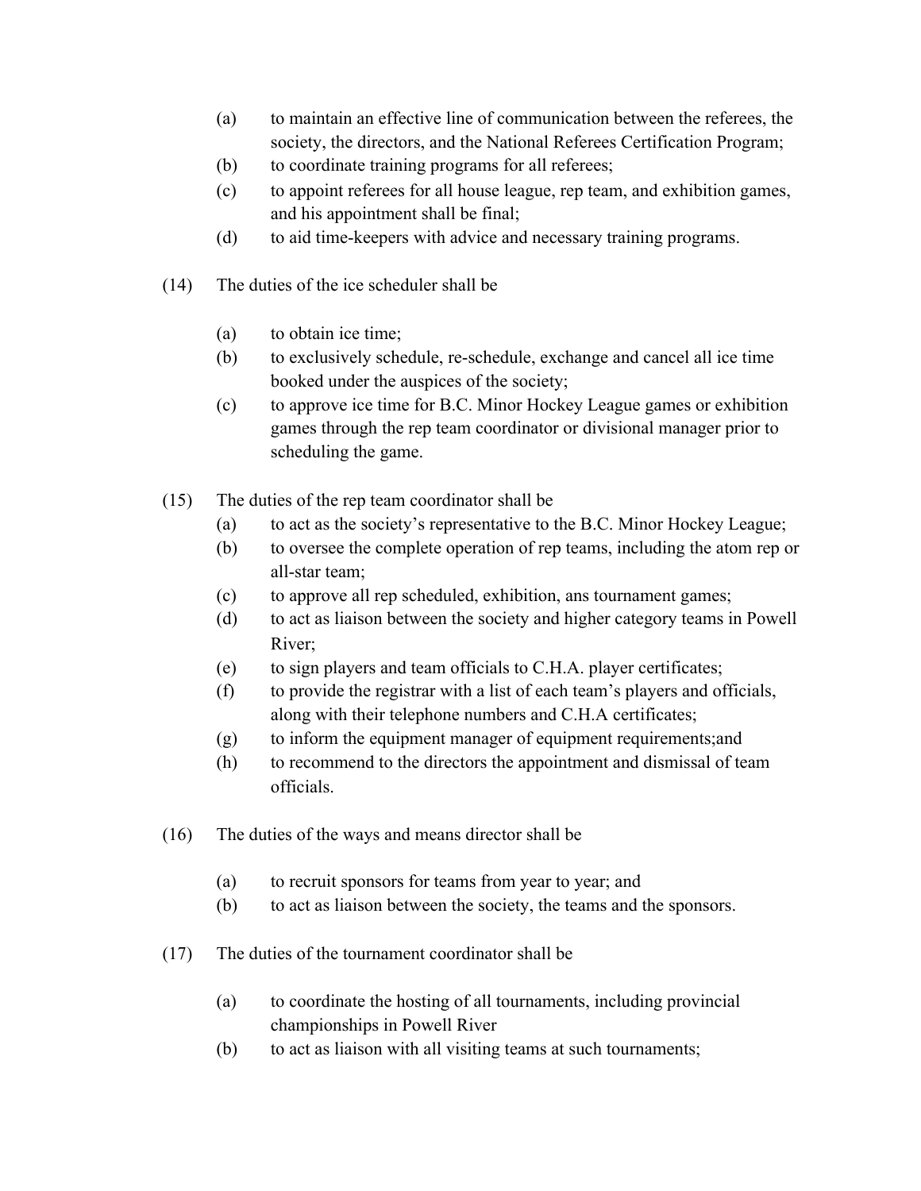(a) to maintain an effective line of communication between the referees, the society, the directors, and the National Referees Certification Program;
(b) to coordinate training programs for all referees;
(c) to appoint referees for all house league, rep team, and exhibition games, and his appointment shall be final;
(d) to aid time-keepers with advice and necessary training programs.

(14) The duties of the ice scheduler shall be

(a) to obtain ice time;
(b) to exclusively schedule, re-schedule, exchange and cancel all ice time booked under the auspices of the society;
(c) to approve ice time for B.C. Minor Hockey League games or exhibition games through the rep team coordinator or divisional manager prior to scheduling the game.

(15) The duties of the rep team coordinator shall be
(a) to act as the society's representative to the B.C. Minor Hockey League;
(b) to oversee the complete operation of rep teams, including the atom rep or all-star team;
(c) to approve all rep scheduled, exhibition, ans tournament games;
(d) to act as liaison between the society and higher category teams in Powell River;
(e) to sign players and team officials to C.H.A. player certificates;
(f) to provide the registrar with a list of each team's players and officials, along with their telephone numbers and C.H.A certificates;
(g) to inform the equipment manager of equipment requirements;and
(h) to recommend to the directors the appointment and dismissal of team officials.

(16) The duties of the ways and means director shall be

(a) to recruit sponsors for teams from year to year; and
(b) to act as liaison between the society, the teams and the sponsors.

(17) The duties of the tournament coordinator shall be

(a) to coordinate the hosting of all tournaments, including provincial championships in Powell River
(b) to act as liaison with all visiting teams at such tournaments;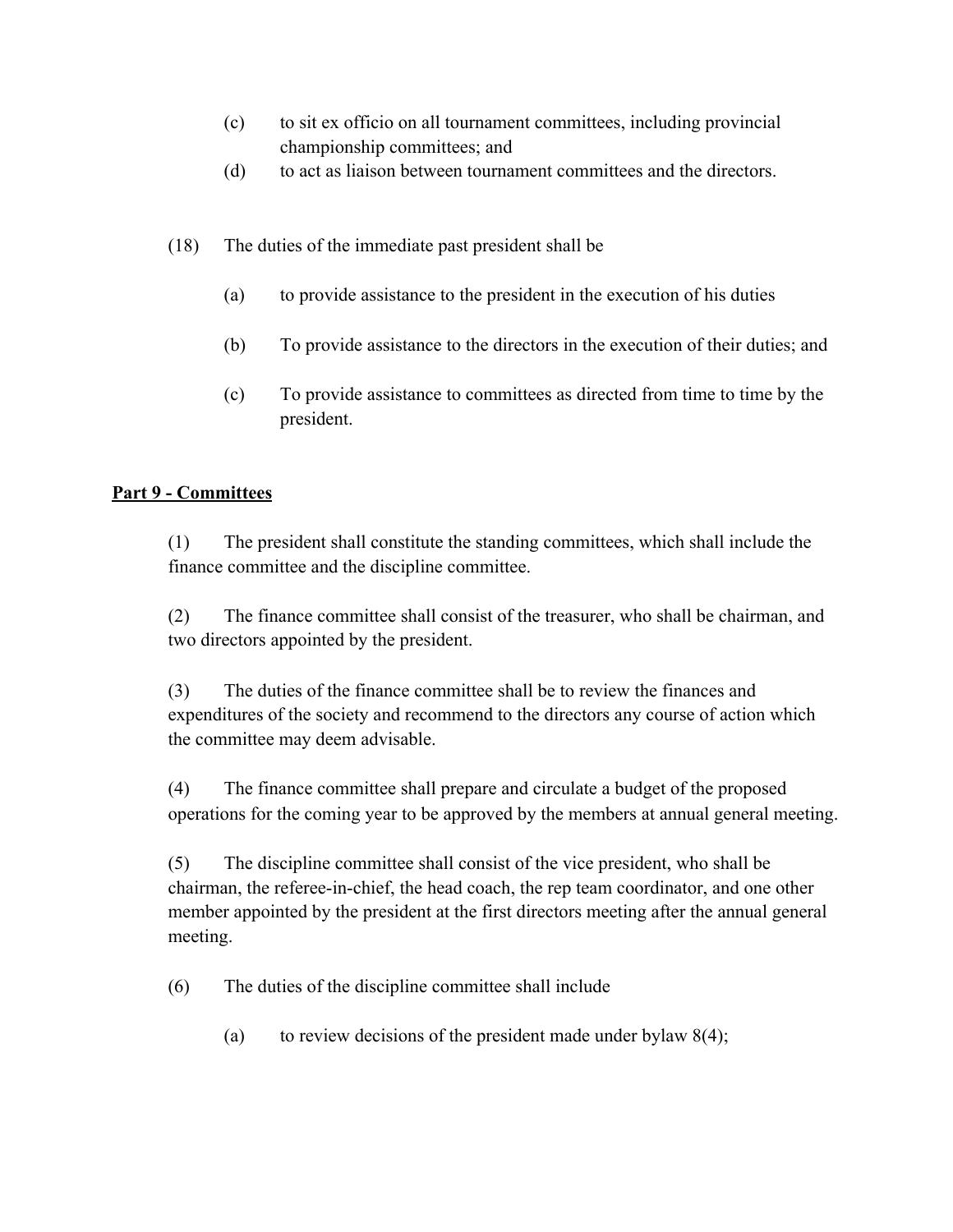(c) to sit ex officio on all tournament committees, including provincial championship committees; and

(d) to act as liaison between tournament committees and the directors.

(18) The duties of the immediate past president shall be

(a) to provide assistance to the president in the execution of his duties

(b) To provide assistance to the directors in the execution of their duties; and

(c) To provide assistance to committees as directed from time to time by the president.

**Part 9 - Committees**

(1) The president shall constitute the standing committees, which shall include the finance committee and the discipline committee.

(2) The finance committee shall consist of the treasurer, who shall be chairman, and two directors appointed by the president.

(3) The duties of the finance committee shall be to review the finances and expenditures of the society and recommend to the directors any course of action which the committee may deem advisable.

(4) The finance committee shall prepare and circulate a budget of the proposed operations for the coming year to be approved by the members at annual general meeting.

(5) The discipline committee shall consist of the vice president, who shall be chairman, the referee-in-chief, the head coach, the rep team coordinator, and one other member appointed by the president at the first directors meeting after the annual general meeting.

(6) The duties of the discipline committee shall include

(a) to review decisions of the president made under bylaw 8(4);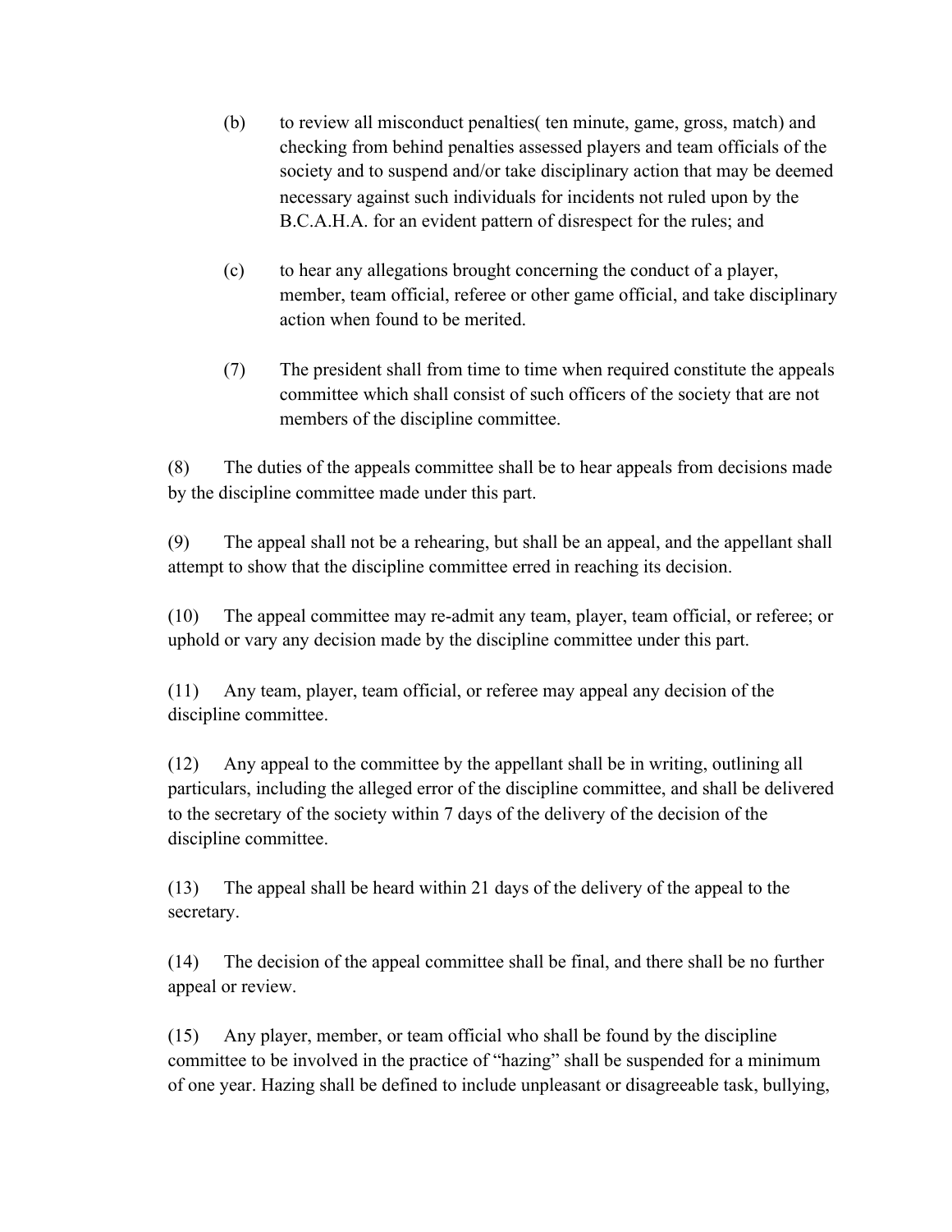(b) to review all misconduct penalties( ten minute, game, gross, match) and checking from behind penalties assessed players and team officials of the society and to suspend and/or take disciplinary action that may be deemed necessary against such individuals for incidents not ruled upon by the B.C.A.H.A. for an evident pattern of disrespect for the rules; and

(c) to hear any allegations brought concerning the conduct of a player, member, team official, referee or other game official, and take disciplinary action when found to be merited.

(7) The president shall from time to time when required constitute the appeals committee which shall consist of such officers of the society that are not members of the discipline committee.

(8) The duties of the appeals committee shall be to hear appeals from decisions made by the discipline committee made under this part.

(9) The appeal shall not be a rehearing, but shall be an appeal, and the appellant shall attempt to show that the discipline committee erred in reaching its decision.

(10) The appeal committee may re-admit any team, player, team official, or referee; or uphold or vary any decision made by the discipline committee under this part.

(11) Any team, player, team official, or referee may appeal any decision of the discipline committee.

(12) Any appeal to the committee by the appellant shall be in writing, outlining all particulars, including the alleged error of the discipline committee, and shall be delivered to the secretary of the society within 7 days of the delivery of the decision of the discipline committee.

(13) The appeal shall be heard within 21 days of the delivery of the appeal to the secretary.

(14) The decision of the appeal committee shall be final, and there shall be no further appeal or review.

(15) Any player, member, or team official who shall be found by the discipline committee to be involved in the practice of "hazing" shall be suspended for a minimum of one year. Hazing shall be defined to include unpleasant or disagreeable task, bullying,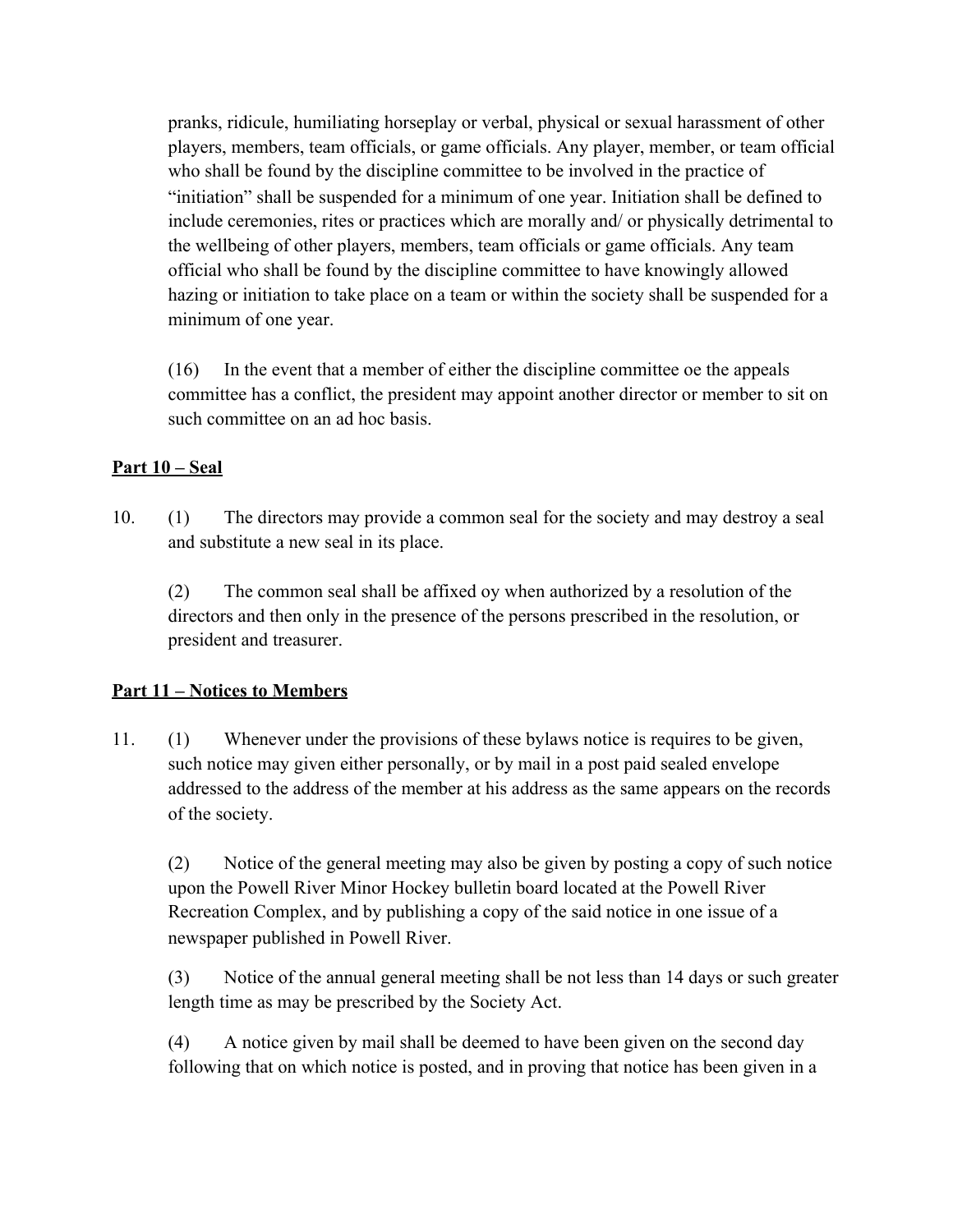pranks, ridicule, humiliating horseplay or verbal, physical or sexual harassment of other players, members, team officials, or game officials. Any player, member, or team official who shall be found by the discipline committee to be involved in the practice of "initiation" shall be suspended for a minimum of one year. Initiation shall be defined to include ceremonies, rites or practices which are morally and/ or physically detrimental to the wellbeing of other players, members, team officials or game officials. Any team official who shall be found by the discipline committee to have knowingly allowed hazing or initiation to take place on a team or within the society shall be suspended for a minimum of one year.

(16) In the event that a member of either the discipline committee oe the appeals committee has a conflict, the president may appoint another director or member to sit on such committee on an ad hoc basis.

## Part 10 – Seal

10. (1) The directors may provide a common seal for the society and may destroy a seal and substitute a new seal in its place.

(2) The common seal shall be affixed oy when authorized by a resolution of the directors and then only in the presence of the persons prescribed in the resolution, or president and treasurer.

## Part 11 – Notices to Members

11. (1) Whenever under the provisions of these bylaws notice is requires to be given, such notice may given either personally, or by mail in a post paid sealed envelope addressed to the address of the member at his address as the same appears on the records of the society.

(2) Notice of the general meeting may also be given by posting a copy of such notice upon the Powell River Minor Hockey bulletin board located at the Powell River Recreation Complex, and by publishing a copy of the said notice in one issue of a newspaper published in Powell River.

(3) Notice of the annual general meeting shall be not less than 14 days or such greater length time as may be prescribed by the Society Act.

(4) A notice given by mail shall be deemed to have been given on the second day following that on which notice is posted, and in proving that notice has been given in a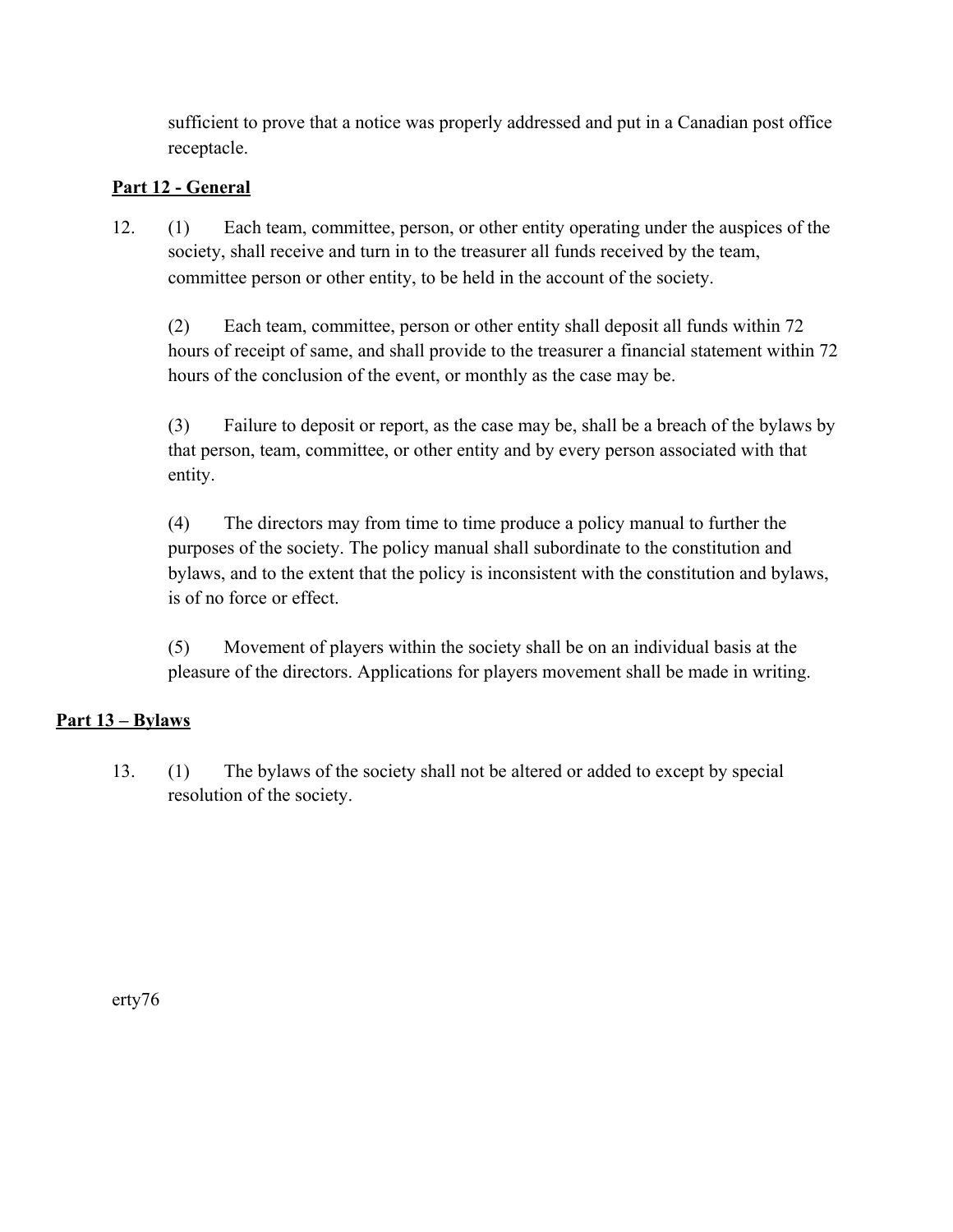sufficient to prove that a notice was properly addressed and put in a Canadian post office receptacle.

## Part 12 - General

12. (1) Each team, committee, person, or other entity operating under the auspices of the society, shall receive and turn in to the treasurer all funds received by the team, committee person or other entity, to be held in the account of the society.

    (2) Each team, committee, person or other entity shall deposit all funds within 72 hours of receipt of same, and shall provide to the treasurer a financial statement within 72 hours of the conclusion of the event, or monthly as the case may be.

    (3) Failure to deposit or report, as the case may be, shall be a breach of the bylaws by that person, team, committee, or other entity and by every person associated with that entity.

    (4) The directors may from time to time produce a policy manual to further the purposes of the society. The policy manual shall subordinate to the constitution and bylaws, and to the extent that the policy is inconsistent with the constitution and bylaws, is of no force or effect.

    (5) Movement of players within the society shall be on an individual basis at the pleasure of the directors. Applications for players movement shall be made in writing.

## Part 13 – Bylaws

13. (1) The bylaws of the society shall not be altered or added to except by special resolution of the society.

erty76